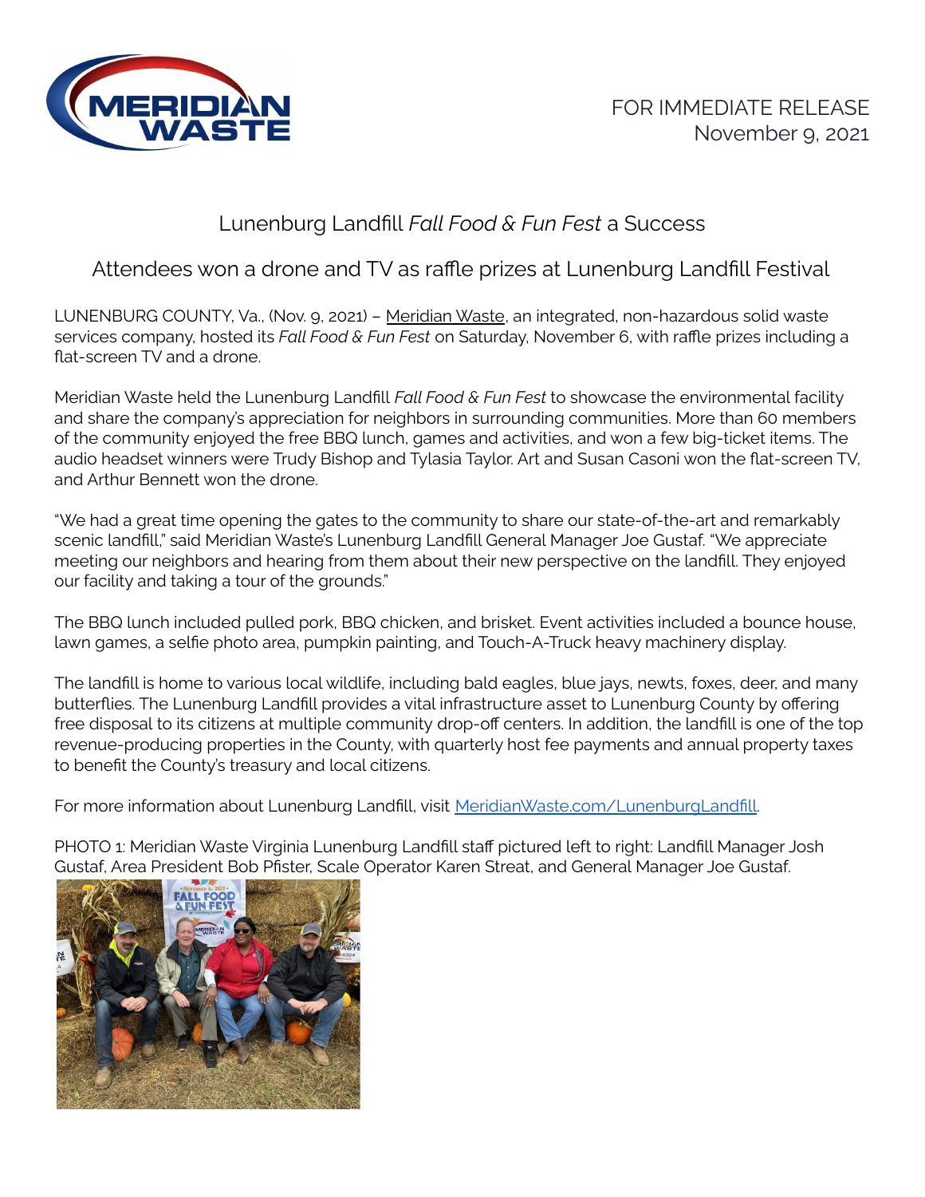FOR IMMEDIATE RELEASE
November 9, 2021

# Lunenburg Landfill *Fall Food & Fun Fest* a Success

## Attendees won a drone and TV as raffle prizes at Lunenburg Landfill Festival

LUNENBURG COUNTY, Va., (Nov. 9, 2021) – Meridian Waste, an integrated, non-hazardous solid waste services company, hosted its *Fall Food & Fun Fest* on Saturday, November 6, with raffle prizes including a flat-screen TV and a drone.

Meridian Waste held the Lunenburg Landfill *Fall Food & Fun Fest* to showcase the environmental facility and share the company's appreciation for neighbors in surrounding communities. More than 60 members of the community enjoyed the free BBQ lunch, games and activities, and won a few big-ticket items. The audio headset winners were Trudy Bishop and Tylasia Taylor. Art and Susan Casoni won the flat-screen TV, and Arthur Bennett won the drone.

"We had a great time opening the gates to the community to share our state-of-the-art and remarkably scenic landfill," said Meridian Waste's Lunenburg Landfill General Manager Joe Gustaf. "We appreciate meeting our neighbors and hearing from them about their new perspective on the landfill. They enjoyed our facility and taking a tour of the grounds."

The BBQ lunch included pulled pork, BBQ chicken, and brisket. Event activities included a bounce house, lawn games, a selfie photo area, pumpkin painting, and Touch-A-Truck heavy machinery display.

The landfill is home to various local wildlife, including bald eagles, blue jays, newts, foxes, deer, and many butterflies. The Lunenburg Landfill provides a vital infrastructure asset to Lunenburg County by offering free disposal to its citizens at multiple community drop-off centers. In addition, the landfill is one of the top revenue-producing properties in the County, with quarterly host fee payments and annual property taxes to benefit the County's treasury and local citizens.

For more information about Lunenburg Landfill, visit MeridianWaste.com/LunenburgLandfill.

PHOTO 1: Meridian Waste Virginia Lunenburg Landfill staff pictured left to right: Landfill Manager Josh Gustaf, Area President Bob Pfister, Scale Operator Karen Streat, and General Manager Joe Gustaf.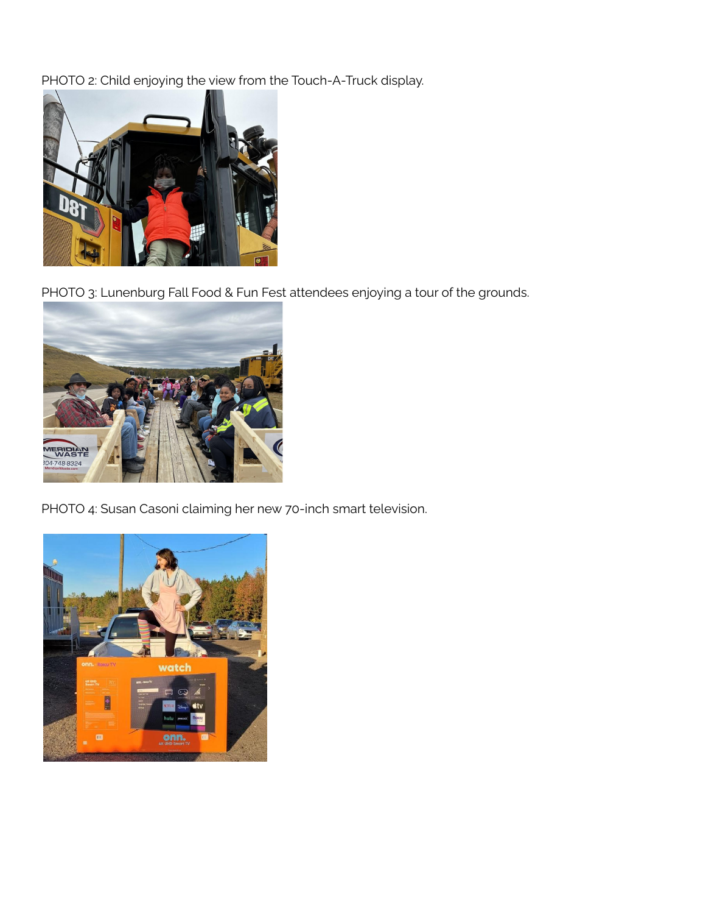PHOTO 2: Child enjoying the view from the Touch-A-Truck display.

PHOTO 3: Lunenburg Fall Food & Fun Fest attendees enjoying a tour of the grounds.

PHOTO 4: Susan Casoni claiming her new 70-inch smart television.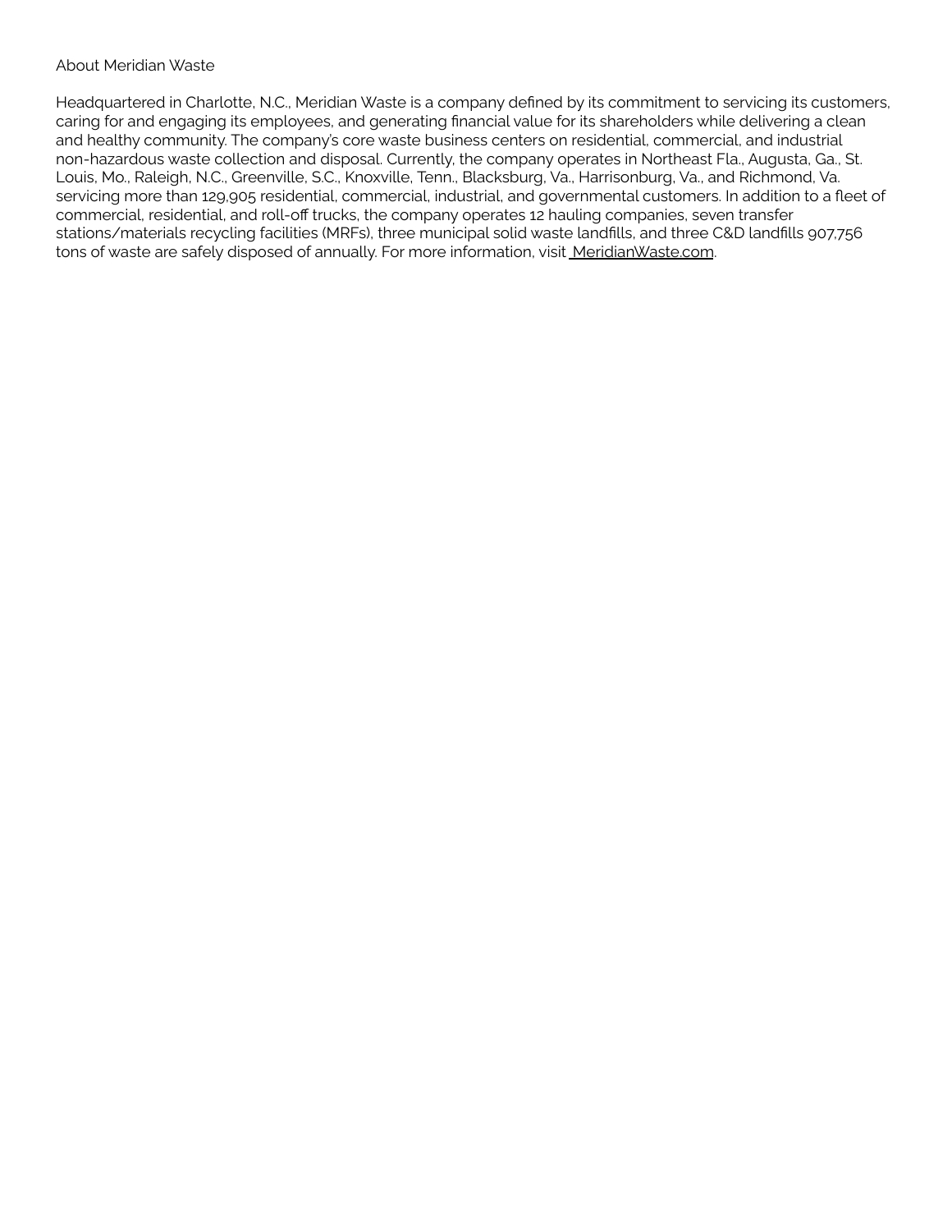About Meridian Waste

Headquartered in Charlotte, N.C., Meridian Waste is a company defined by its commitment to servicing its customers, caring for and engaging its employees, and generating financial value for its shareholders while delivering a clean and healthy community. The company's core waste business centers on residential, commercial, and industrial non-hazardous waste collection and disposal. Currently, the company operates in Northeast Fla., Augusta, Ga., St. Louis, Mo., Raleigh, N.C., Greenville, S.C., Knoxville, Tenn., Blacksburg, Va., Harrisonburg, Va., and Richmond, Va. servicing more than 129,905 residential, commercial, industrial, and governmental customers. In addition to a fleet of commercial, residential, and roll-off trucks, the company operates 12 hauling companies, seven transfer stations/materials recycling facilities (MRFs), three municipal solid waste landfills, and three C&D landfills 907,756 tons of waste are safely disposed of annually. For more information, visit [MeridianWaste.com](http://MeridianWaste.com).